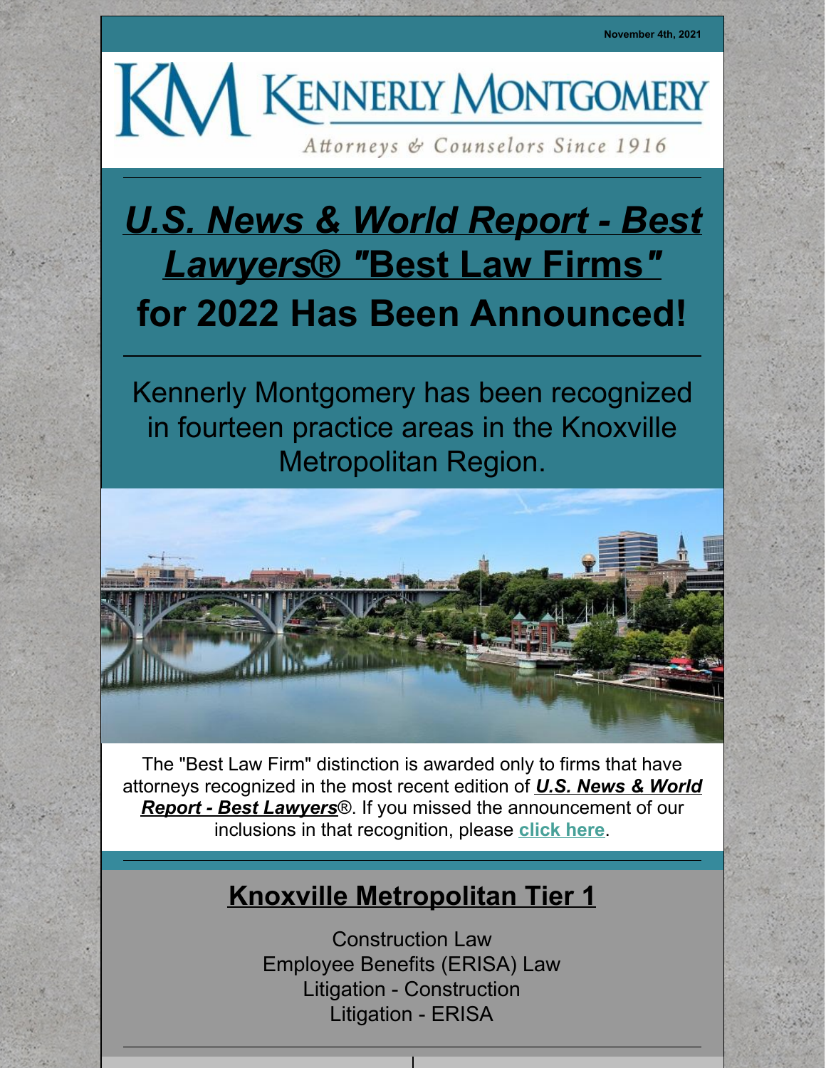November 4th, 2021

KM KENNERLY MONTGOMERY

*Attorneys & Counselors Since 1916*

# ***U.S. News & World Report - Best Lawyers®* "Best Law Firms"** for 2022 Has Been Announced!

Kennerly Montgomery has been recognized in fourteen practice areas in the Knoxville Metropolitan Region.

The "Best Law Firm" distinction is awarded only to firms that have attorneys recognized in the most recent edition of ***U.S. News & World Report - Best Lawyers***®. If you missed the announcement of our inclusions in that recognition, please **click here**.

## Knoxville Metropolitan Tier 1

Construction Law
Employee Benefits (ERISA) Law
Litigation - Construction
Litigation - ERISA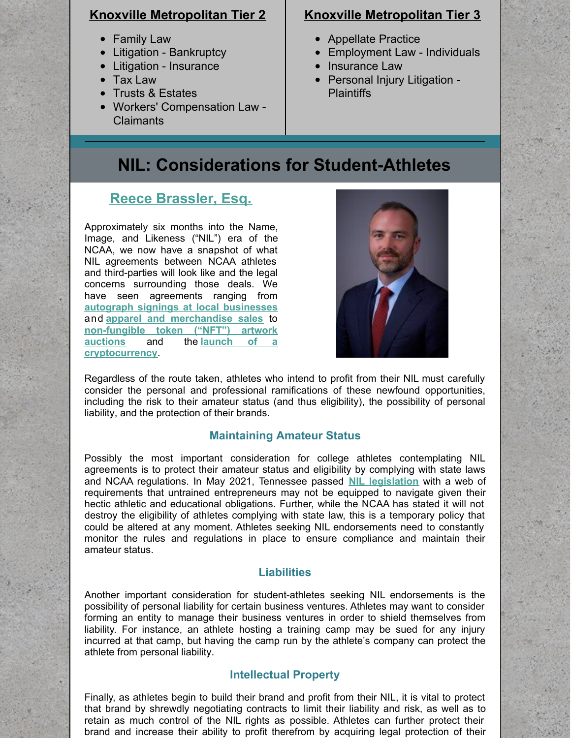## Knoxville Metropolitan Tier 2

- Family Law
- Litigation - Bankruptcy
- Litigation - Insurance
- Tax Law
- Trusts & Estates
- Workers' Compensation Law - Claimants

## Knoxville Metropolitan Tier 3

- Appellate Practice
- Employment Law - Individuals
- Insurance Law
- Personal Injury Litigation - Plaintiffs

# NIL: Considerations for Student-Athletes

### Reece Brassler, Esq.

Approximately six months into the Name, Image, and Likeness ("NIL") era of the NCAA, we now have a snapshot of what NIL agreements between NCAA athletes and third-parties will look like and the legal concerns surrounding those deals. We have seen agreements ranging from **autograph signings at local businesses** and **apparel and merchandise sales** to **non-fungible token ("NFT") artwork auctions** and the **launch of a cryptocurrency**.

Regardless of the route taken, athletes who intend to profit from their NIL must carefully consider the personal and professional ramifications of these newfound opportunities, including the risk to their amateur status (and thus eligibility), the possibility of personal liability, and the protection of their brands.

### Maintaining Amateur Status

Possibly the most important consideration for college athletes contemplating NIL agreements is to protect their amateur status and eligibility by complying with state laws and NCAA regulations. In May 2021, Tennessee passed **NIL legislation** with a web of requirements that untrained entrepreneurs may not be equipped to navigate given their hectic athletic and educational obligations. Further, while the NCAA has stated it will not destroy the eligibility of athletes complying with state law, this is a temporary policy that could be altered at any moment. Athletes seeking NIL endorsements need to constantly monitor the rules and regulations in place to ensure compliance and maintain their amateur status.

### Liabilities

Another important consideration for student-athletes seeking NIL endorsements is the possibility of personal liability for certain business ventures. Athletes may want to consider forming an entity to manage their business ventures in order to shield themselves from liability. For instance, an athlete hosting a training camp may be sued for any injury incurred at that camp, but having the camp run by the athlete's company can protect the athlete from personal liability.

### Intellectual Property

Finally, as athletes begin to build their brand and profit from their NIL, it is vital to protect that brand by shrewdly negotiating contracts to limit their liability and risk, as well as to retain as much control of the NIL rights as possible. Athletes can further protect their brand and increase their ability to profit therefrom by acquiring legal protection of their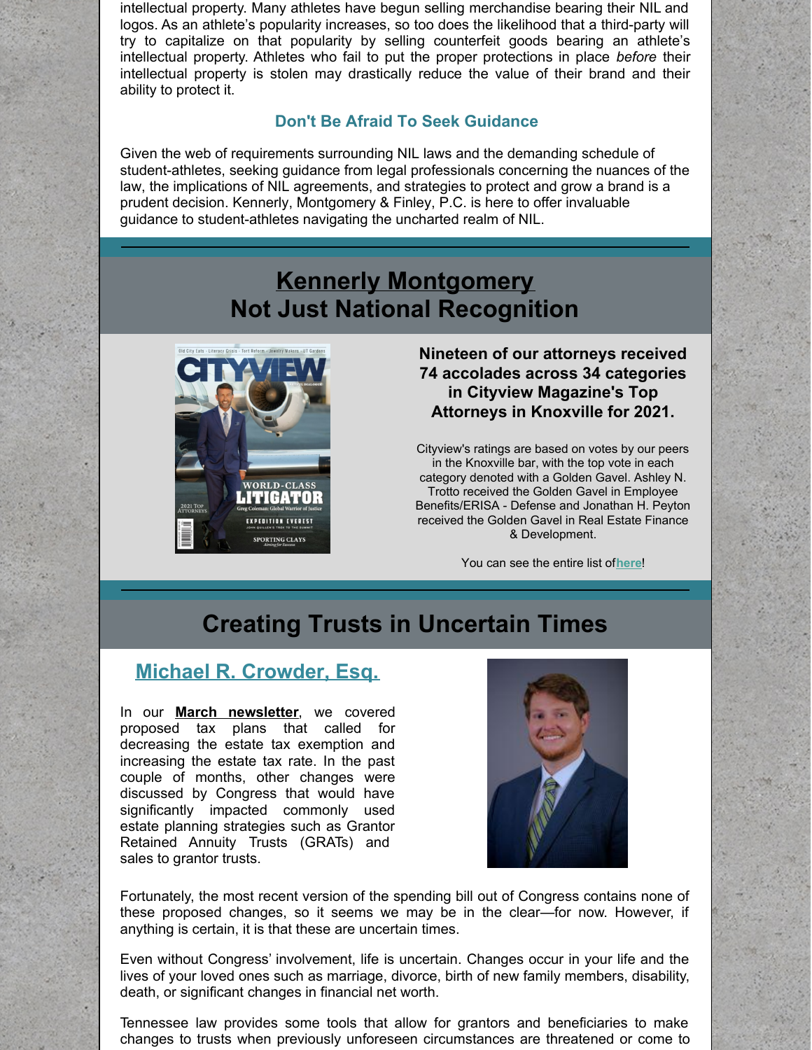intellectual property. Many athletes have begun selling merchandise bearing their NIL and logos. As an athlete's popularity increases, so too does the likelihood that a third-party will try to capitalize on that popularity by selling counterfeit goods bearing an athlete's intellectual property. Athletes who fail to put the proper protections in place *before* their intellectual property is stolen may drastically reduce the value of their brand and their ability to protect it.

### Don't Be Afraid To Seek Guidance

Given the web of requirements surrounding NIL laws and the demanding schedule of student-athletes, seeking guidance from legal professionals concerning the nuances of the law, the implications of NIL agreements, and strategies to protect and grow a brand is a prudent decision. Kennerly, Montgomery & Finley, P.C. is here to offer invaluable guidance to student-athletes navigating the uncharted realm of NIL.

## Kennerly Montgomery
## Not Just National Recognition

**Nineteen of our attorneys received 74 accolades across 34 categories in Cityview Magazine's Top Attorneys in Knoxville for 2021.**

Cityview's ratings are based on votes by our peers in the Knoxville bar, with the top vote in each category denoted with a Golden Gavel. Ashley N. Trotto received the Golden Gavel in Employee Benefits/ERISA - Defense and Jonathan H. Peyton received the Golden Gavel in Real Estate Finance & Development.

You can see the entire list of **here**!

## Creating Trusts in Uncertain Times

### Michael R. Crowder, Esq.

In our **March newsletter**, we covered proposed tax plans that called for decreasing the estate tax exemption and increasing the estate tax rate. In the past couple of months, other changes were discussed by Congress that would have significantly impacted commonly used estate planning strategies such as Grantor Retained Annuity Trusts (GRATs) and sales to grantor trusts.

Fortunately, the most recent version of the spending bill out of Congress contains none of these proposed changes, so it seems we may be in the clear—for now. However, if anything is certain, it is that these are uncertain times.

Even without Congress' involvement, life is uncertain. Changes occur in your life and the lives of your loved ones such as marriage, divorce, birth of new family members, disability, death, or significant changes in financial net worth.

Tennessee law provides some tools that allow for grantors and beneficiaries to make changes to trusts when previously unforeseen circumstances are threatened or come to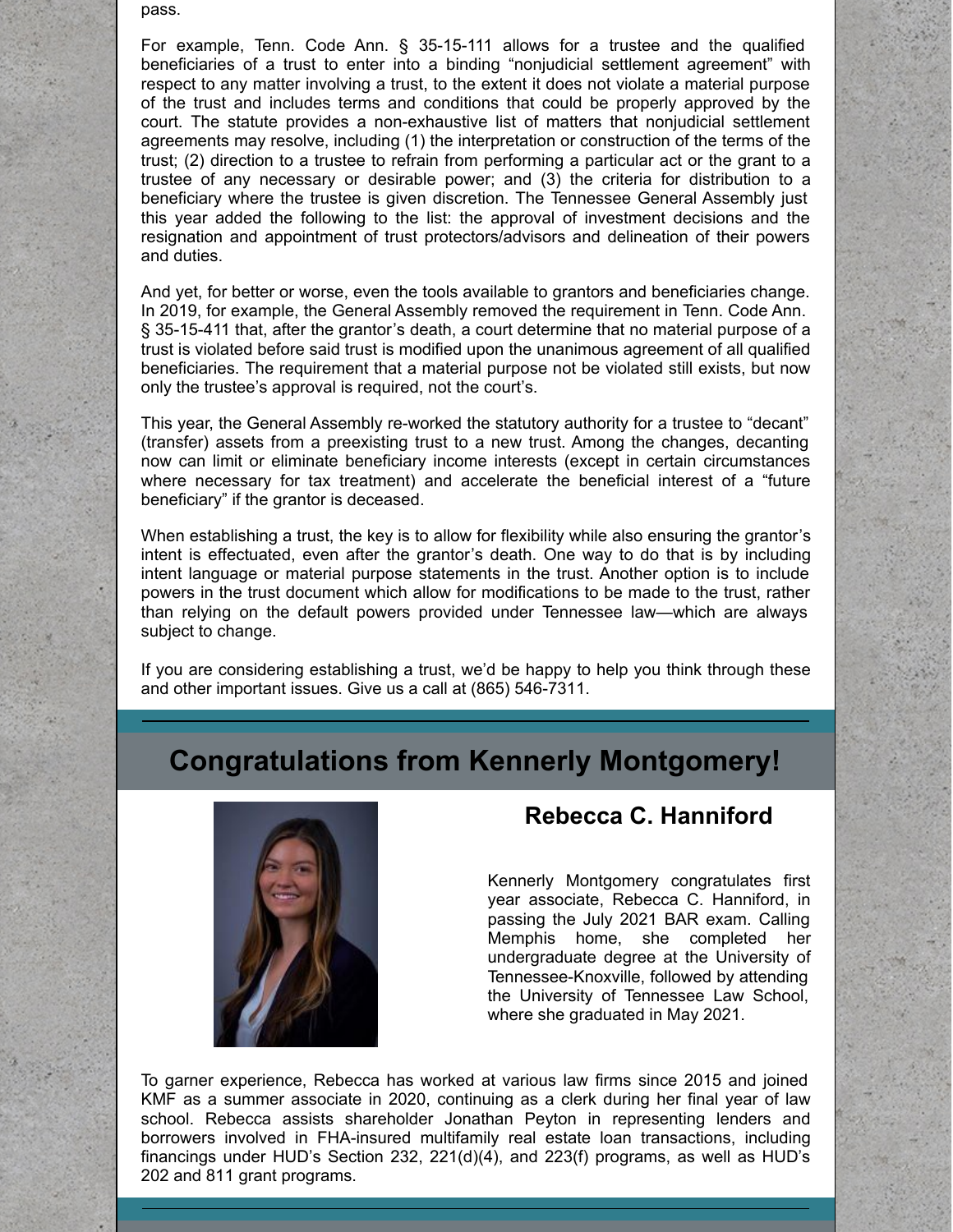pass.

For example, Tenn. Code Ann. § 35-15-111 allows for a trustee and the qualified beneficiaries of a trust to enter into a binding "nonjudicial settlement agreement" with respect to any matter involving a trust, to the extent it does not violate a material purpose of the trust and includes terms and conditions that could be properly approved by the court. The statute provides a non-exhaustive list of matters that nonjudicial settlement agreements may resolve, including (1) the interpretation or construction of the terms of the trust; (2) direction to a trustee to refrain from performing a particular act or the grant to a trustee of any necessary or desirable power; and (3) the criteria for distribution to a beneficiary where the trustee is given discretion. The Tennessee General Assembly just this year added the following to the list: the approval of investment decisions and the resignation and appointment of trust protectors/advisors and delineation of their powers and duties.

And yet, for better or worse, even the tools available to grantors and beneficiaries change. In 2019, for example, the General Assembly removed the requirement in Tenn. Code Ann. § 35-15-411 that, after the grantor's death, a court determine that no material purpose of a trust is violated before said trust is modified upon the unanimous agreement of all qualified beneficiaries. The requirement that a material purpose not be violated still exists, but now only the trustee's approval is required, not the court's.

This year, the General Assembly re-worked the statutory authority for a trustee to "decant" (transfer) assets from a preexisting trust to a new trust. Among the changes, decanting now can limit or eliminate beneficiary income interests (except in certain circumstances where necessary for tax treatment) and accelerate the beneficial interest of a "future beneficiary" if the grantor is deceased.

When establishing a trust, the key is to allow for flexibility while also ensuring the grantor's intent is effectuated, even after the grantor's death. One way to do that is by including intent language or material purpose statements in the trust. Another option is to include powers in the trust document which allow for modifications to be made to the trust, rather than relying on the default powers provided under Tennessee law—which are always subject to change.

If you are considering establishing a trust, we'd be happy to help you think through these and other important issues. Give us a call at (865) 546-7311.

## Congratulations from Kennerly Montgomery!

### Rebecca C. Hanniford

Kennerly Montgomery congratulates first year associate, Rebecca C. Hanniford, in passing the July 2021 BAR exam. Calling Memphis home, she completed her undergraduate degree at the University of Tennessee-Knoxville, followed by attending the University of Tennessee Law School, where she graduated in May 2021.

To garner experience, Rebecca has worked at various law firms since 2015 and joined KMF as a summer associate in 2020, continuing as a clerk during her final year of law school. Rebecca assists shareholder Jonathan Peyton in representing lenders and borrowers involved in FHA-insured multifamily real estate loan transactions, including financings under HUD's Section 232, 221(d)(4), and 223(f) programs, as well as HUD's 202 and 811 grant programs.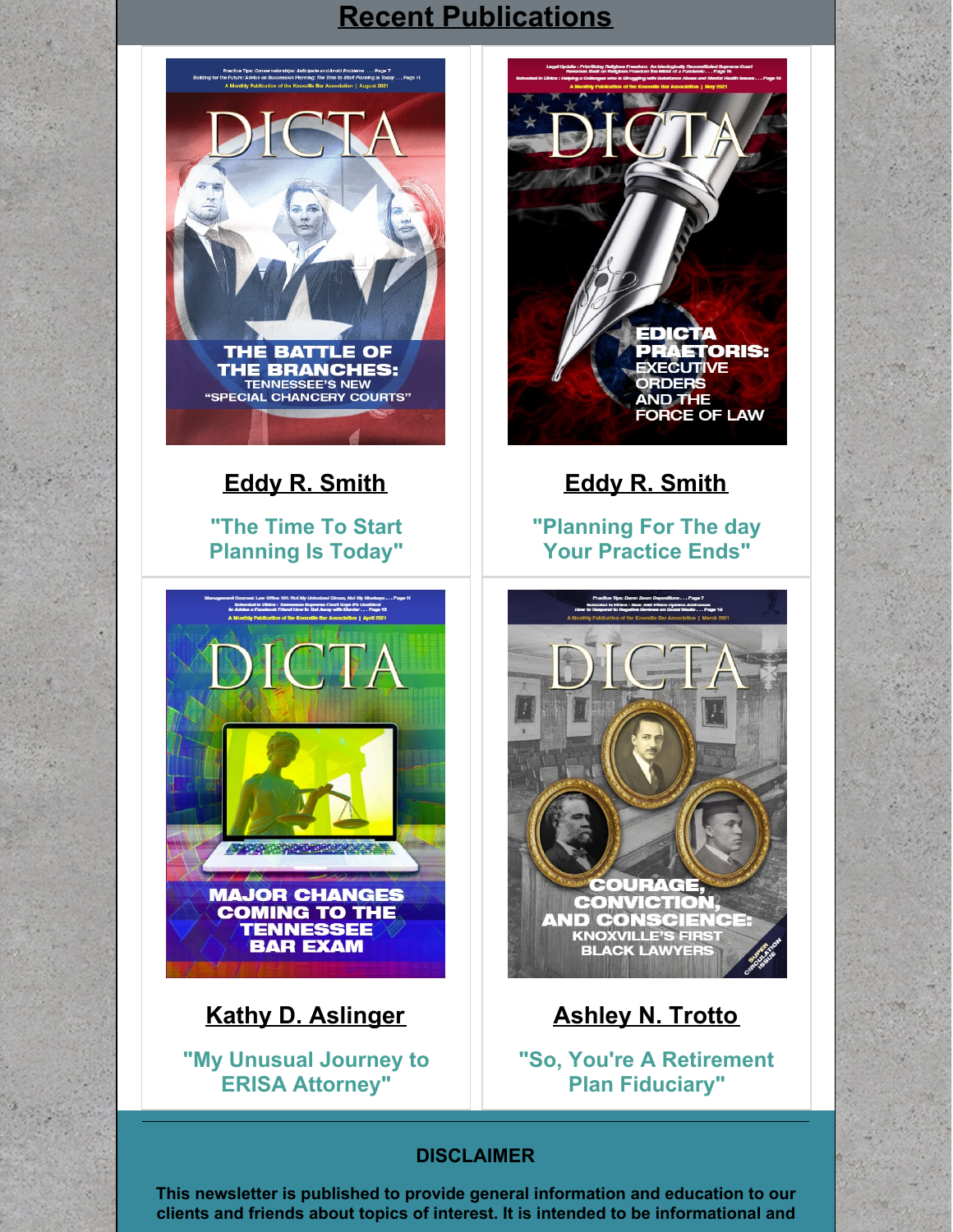## Recent Publications

**Eddy R. Smith**

"The Time To Start Planning Is Today"

**Eddy R. Smith**

"Planning For The day Your Practice Ends"

**Kathy D. Aslinger**

"My Unusual Journey to ERISA Attorney"

**Ashley N. Trotto**

"So, You're A Retirement Plan Fiduciary"

**DISCLAIMER**

**This newsletter is published to provide general information and education to our clients and friends about topics of interest. It is intended to be informational and**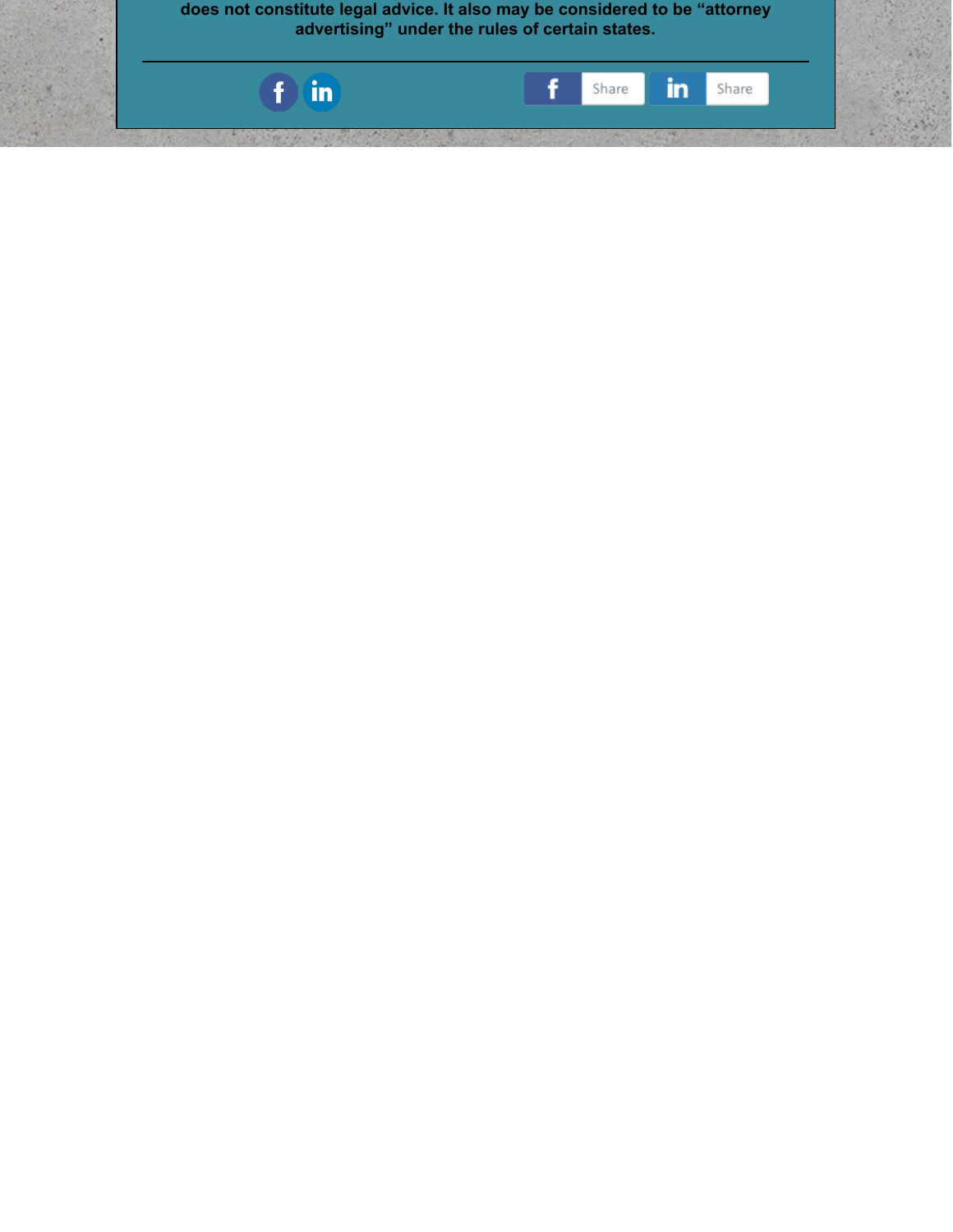**does not constitute legal advice. It also may be considered to be "attorney advertising" under the rules of certain states.**

---

Share Share